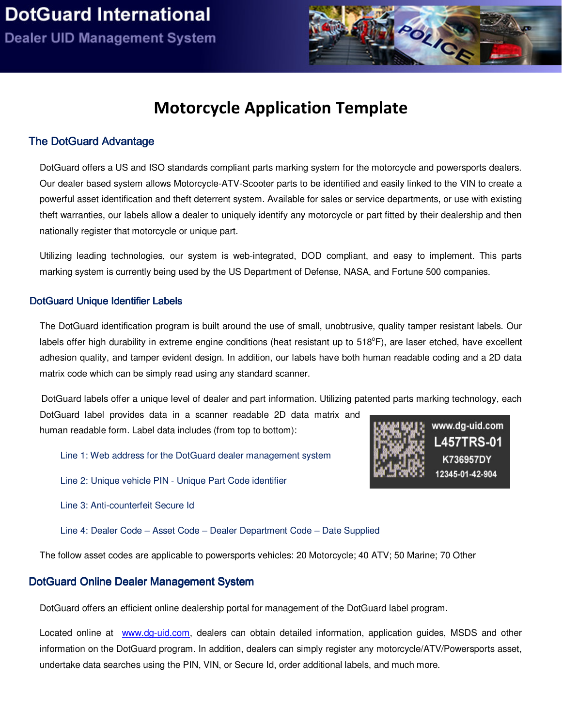# DotGuard International

Dealer UID Management System

## Motorcycle Application Template

### The DotGuard Advantage

DotGuard offers a US and ISO standards compliant parts marking system for the motorcycle and powersports dealers. Our dealer based system allows Motorcycle-ATV-Scooter parts to be identified and easily linked to the VIN to create a powerful asset identification and theft deterrent system. Available for sales or service departments, or use with existing theft warranties, our labels allow a dealer to uniquely identify any motorcycle or part fitted by their dealership and then nationally register that motorcycle or unique part.

Utilizing leading technologies, our system is web-integrated, DOD compliant, and easy to implement. This parts marking system is currently being used by the US Department of Defense, NASA, and Fortune 500 companies.

### DotGuard Unique Identifier Labels

The DotGuard identification program is built around the use of small, unobtrusive, quality tamper resistant labels. Our labels offer high durability in extreme engine conditions (heat resistant up to 518$^{o}$F), are laser etched, have excellent adhesion quality, and tamper evident design. In addition, our labels have both human readable coding and a 2D data matrix code which can be simply read using any standard scanner.

DotGuard labels offer a unique level of dealer and part information. Utilizing patented parts marking technology, each DotGuard label provides data in a scanner readable 2D data matrix and human readable form. Label data includes (from top to bottom):

www.dg-uid.com
L457TRS-01
K736957DY
12345-01-42-904

- Line 1: Web address for the DotGuard dealer management system
- Line 2: Unique vehicle PIN - Unique Part Code identifier
- Line 3: Anti-counterfeit Secure Id
- Line 4: Dealer Code – Asset Code – Dealer Department Code – Date Supplied

The follow asset codes are applicable to powersports vehicles: 20 Motorcycle; 40 ATV; 50 Marine; 70 Other

### DotGuard Online Dealer Management System

DotGuard offers an efficient online dealership portal for management of the DotGuard label program.

Located online at www.dg-uid.com, dealers can obtain detailed information, application guides, MSDS and other information on the DotGuard program. In addition, dealers can simply register any motorcycle/ATV/Powersports asset, undertake data searches using the PIN, VIN, or Secure Id, order additional labels, and much more.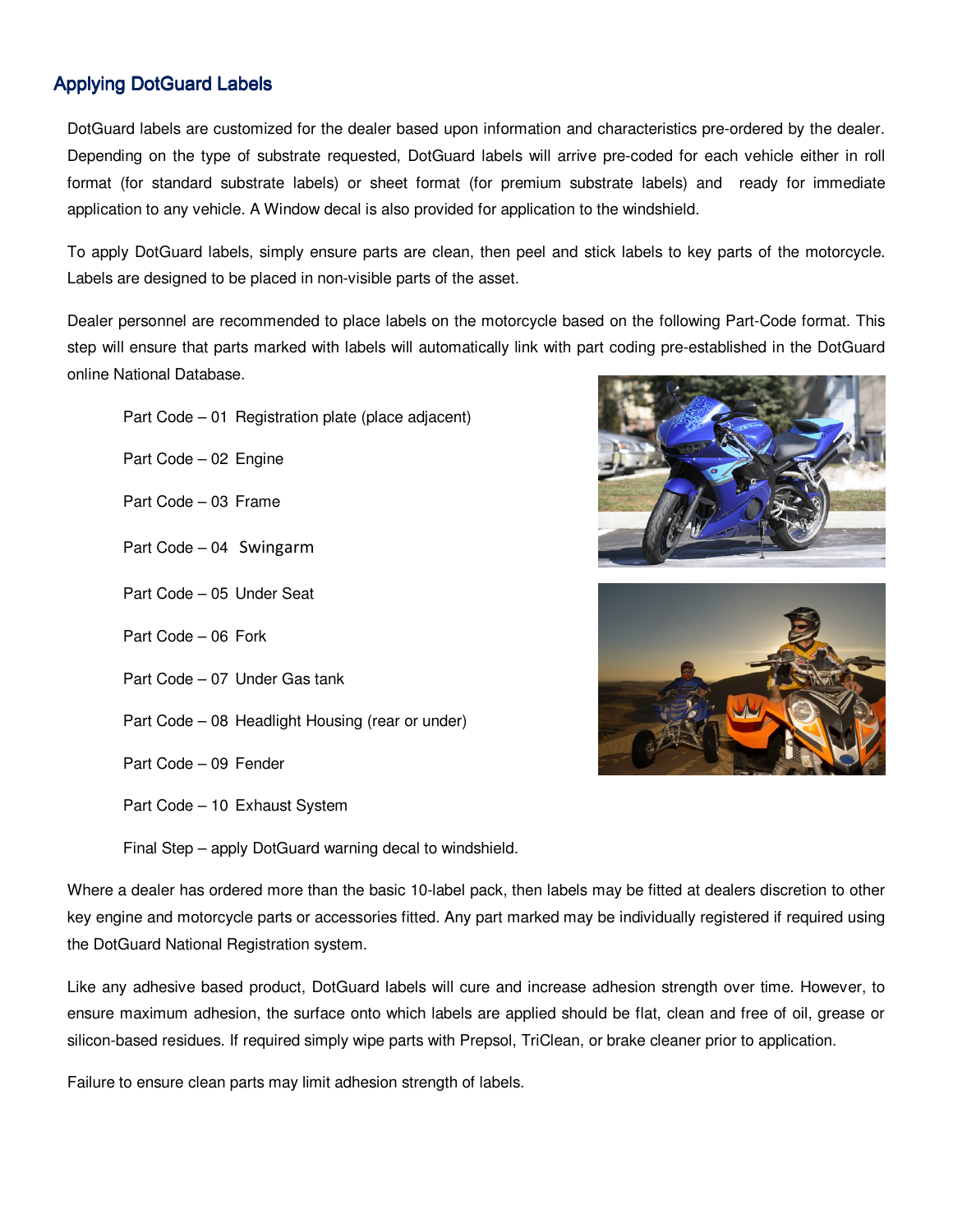## Applying DotGuard Labels

DotGuard labels are customized for the dealer based upon information and characteristics pre-ordered by the dealer. Depending on the type of substrate requested, DotGuard labels will arrive pre-coded for each vehicle either in roll format (for standard substrate labels) or sheet format (for premium substrate labels) and ready for immediate application to any vehicle. A Window decal is also provided for application to the windshield.

To apply DotGuard labels, simply ensure parts are clean, then peel and stick labels to key parts of the motorcycle. Labels are designed to be placed in non-visible parts of the asset.

Dealer personnel are recommended to place labels on the motorcycle based on the following Part-Code format. This step will ensure that parts marked with labels will automatically link with part coding pre-established in the DotGuard online National Database.

- Part Code – 01 Registration plate (place adjacent)
- Part Code – 02 Engine
- Part Code – 03 Frame
- Part Code – 04 Swingarm
- Part Code – 05 Under Seat
- Part Code – 06 Fork
- Part Code – 07 Under Gas tank
- Part Code – 08 Headlight Housing (rear or under)
- Part Code – 09 Fender
- Part Code – 10 Exhaust System
- Final Step – apply DotGuard warning decal to windshield.

Where a dealer has ordered more than the basic 10-label pack, then labels may be fitted at dealers discretion to other key engine and motorcycle parts or accessories fitted. Any part marked may be individually registered if required using the DotGuard National Registration system.

Like any adhesive based product, DotGuard labels will cure and increase adhesion strength over time. However, to ensure maximum adhesion, the surface onto which labels are applied should be flat, clean and free of oil, grease or silicon-based residues. If required simply wipe parts with Prepsol, TriClean, or brake cleaner prior to application.

Failure to ensure clean parts may limit adhesion strength of labels.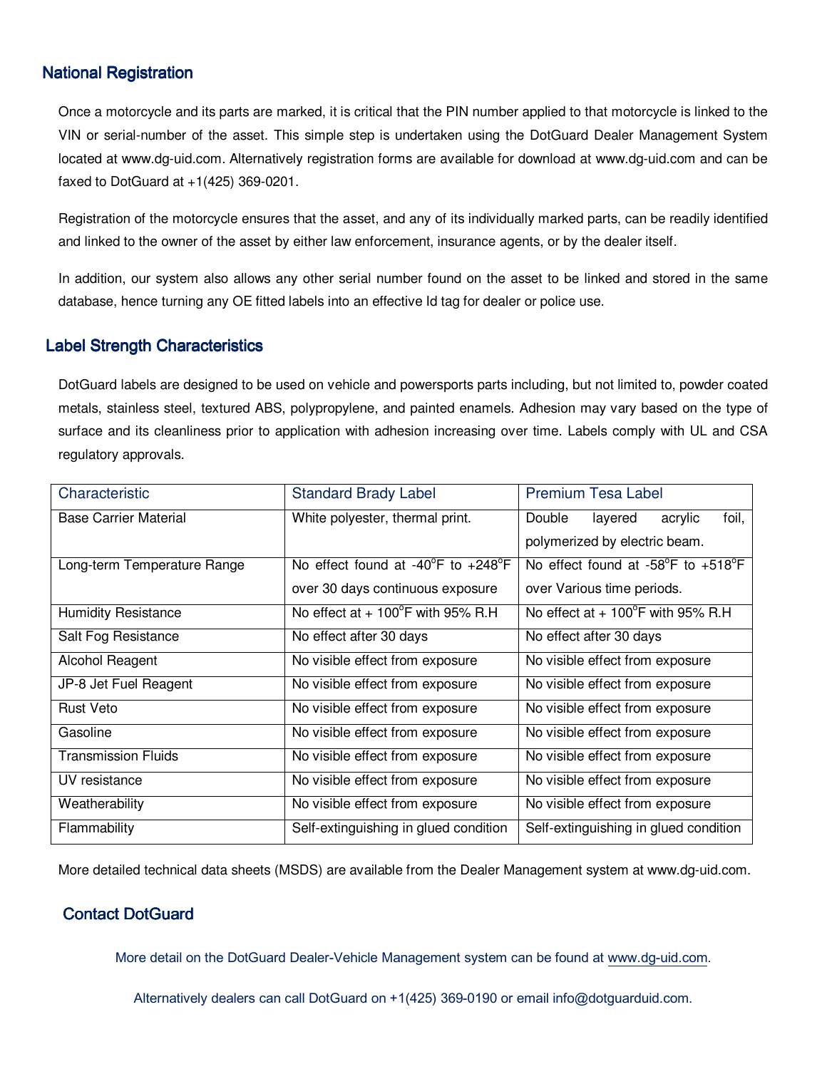## National Registration

Once a motorcycle and its parts are marked, it is critical that the PIN number applied to that motorcycle is linked to the VIN or serial-number of the asset. This simple step is undertaken using the DotGuard Dealer Management System located at www.dg-uid.com. Alternatively registration forms are available for download at www.dg-uid.com and can be faxed to DotGuard at +1(425) 369-0201.

Registration of the motorcycle ensures that the asset, and any of its individually marked parts, can be readily identified and linked to the owner of the asset by either law enforcement, insurance agents, or by the dealer itself.

In addition, our system also allows any other serial number found on the asset to be linked and stored in the same database, hence turning any OE fitted labels into an effective Id tag for dealer or police use.

## Label Strength Characteristics

DotGuard labels are designed to be used on vehicle and powersports parts including, but not limited to, powder coated metals, stainless steel, textured ABS, polypropylene, and painted enamels. Adhesion may vary based on the type of surface and its cleanliness prior to application with adhesion increasing over time. Labels comply with UL and CSA regulatory approvals.

| Characteristic | Standard Brady Label | Premium Tesa Label |
|---|---|---|
| Base Carrier Material | White polyester, thermal print. | Double layered acrylic foil, polymerized by electric beam. |
| Long-term Temperature Range | No effect found at -40°F to +248°F over 30 days continuous exposure | No effect found at -58°F to +518°F over Various time periods. |
| Humidity Resistance | No effect at + 100°F with 95% R.H | No effect at + 100°F with 95% R.H |
| Salt Fog Resistance | No effect after 30 days | No effect after 30 days |
| Alcohol Reagent | No visible effect from exposure | No visible effect from exposure |
| JP-8 Jet Fuel Reagent | No visible effect from exposure | No visible effect from exposure |
| Rust Veto | No visible effect from exposure | No visible effect from exposure |
| Gasoline | No visible effect from exposure | No visible effect from exposure |
| Transmission Fluids | No visible effect from exposure | No visible effect from exposure |
| UV resistance | No visible effect from exposure | No visible effect from exposure |
| Weatherability | No visible effect from exposure | No visible effect from exposure |
| Flammability | Self-extinguishing in glued condition | Self-extinguishing in glued condition |

More detailed technical data sheets (MSDS) are available from the Dealer Management system at www.dg-uid.com.

## Contact DotGuard

More detail on the DotGuard Dealer-Vehicle Management system can be found at www.dg-uid.com.

Alternatively dealers can call DotGuard on +1(425) 369-0190 or email info@dotguarduid.com.